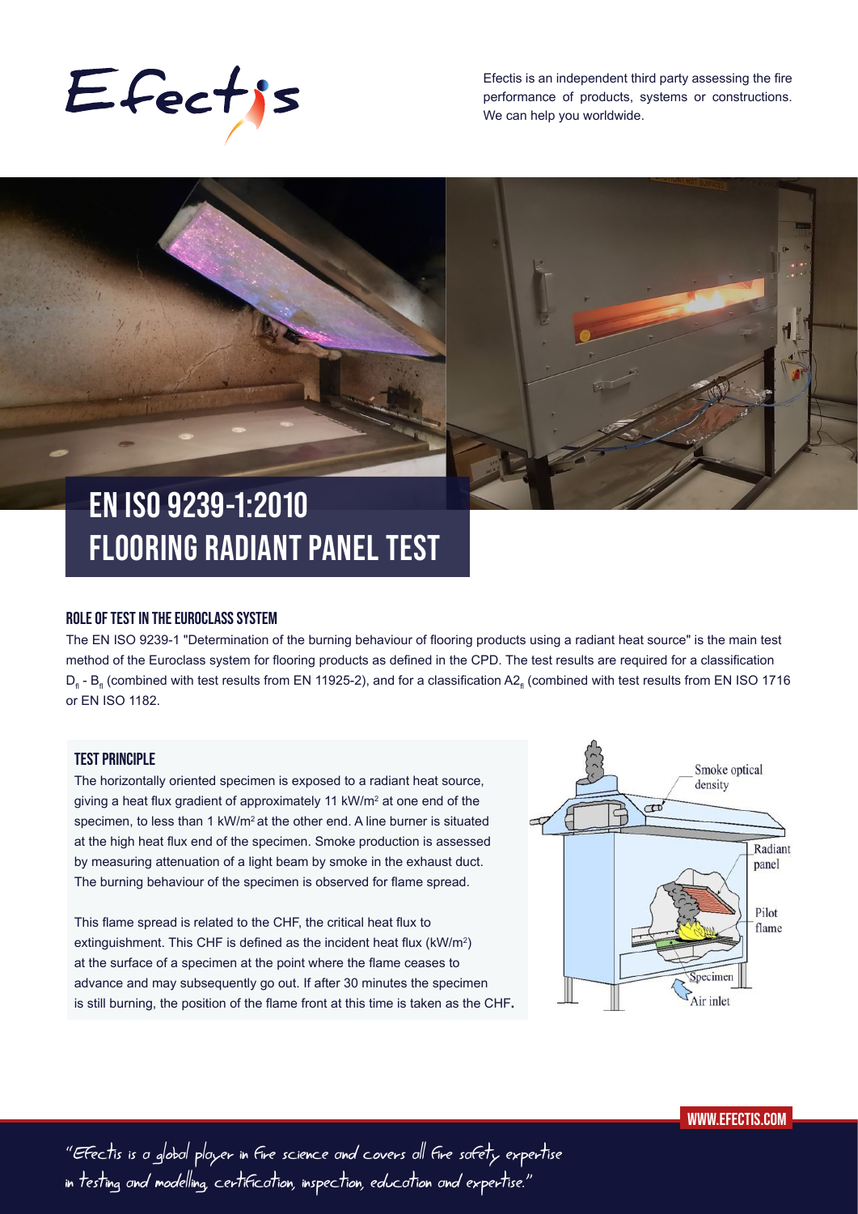Efectis

Efectis is an independent third party assessing the fire performance of products, systems or constructions. We can help you worldwide.

# EN ISO 9239-1:2010 FLOORING RADIANT PANEL TEST

## ROLE OF TEST IN THE EUROCLASS SYSTEM

The EN ISO 9239-1 "Determination of the burning behaviour of flooring products using a radiant heat source" is the main test method of the Euroclass system for flooring products as defined in the CPD. The test results are required for a classification $D_{fl}$ - $B_{fl}$ (combined with test results from EN 11925-2), and for a classification $A2_{fl}$ (combined with test results from EN ISO 1716 or EN ISO 1182.

## TEST PRINCIPLE

The horizontally oriented specimen is exposed to a radiant heat source, giving a heat flux gradient of approximately 11 kW/m$^2$ at one end of the specimen, to less than 1 kW/m$^2$ at the other end. A line burner is situated at the high heat flux end of the specimen. Smoke production is assessed by measuring attenuation of a light beam by smoke in the exhaust duct. The burning behaviour of the specimen is observed for flame spread.

This flame spread is related to the CHF, the critical heat flux to extinguishment. This CHF is defined as the incident heat flux (kW/m$^2$) at the surface of a specimen at the point where the flame ceases to advance and may subsequently go out. If after 30 minutes the specimen is still burning, the position of the flame front at this time is taken as the CHF.

Smoke optical density

Radiant panel

Pilot flame

Specimen

Air inlet

WWW.EFECTIS.COM

"Efectis is a global player in fire science and covers all fire safety expertise in testing and modelling, certification, inspection, education and expertise."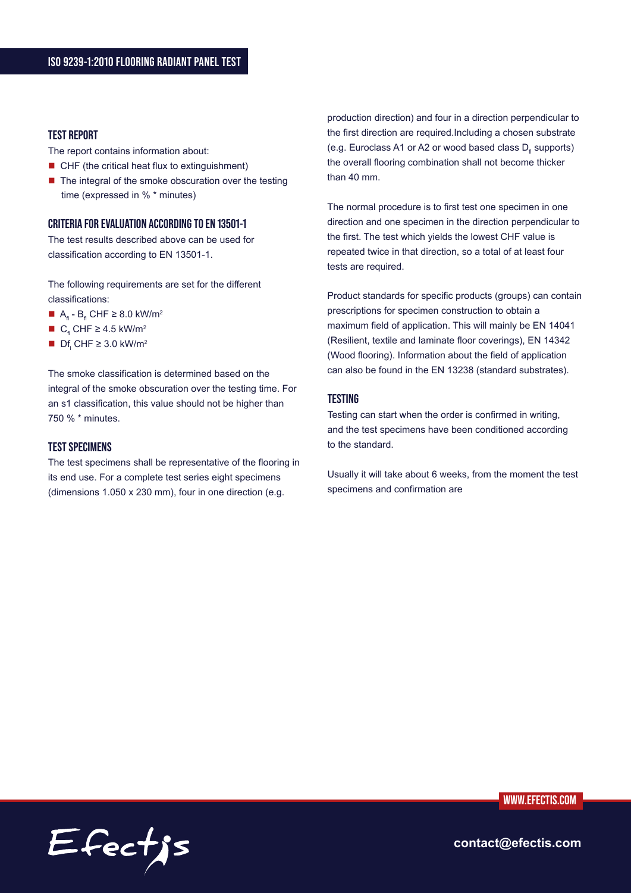# ISO 9239-1:2010 FLOORING RADIANT PANEL TEST

## TEST REPORT

The report contains information about:

- CHF (the critical heat flux to extinguishment)
- The integral of the smoke obscuration over the testing time (expressed in % * minutes)

## CRITERIA FOR EVALUATION ACCORDING TO EN 13501-1

The test results described above can be used for classification according to EN 13501-1.

The following requirements are set for the different classifications:

- $A_{fl}$ - $B_{fl}$ CHF ≥ 8.0 kW/m$^2$
- $C_{fl}$ CHF ≥ 4.5 kW/m$^2$
- $Df_l$ CHF ≥ 3.0 kW/m$^2$

The smoke classification is determined based on the integral of the smoke obscuration over the testing time. For an s1 classification, this value should not be higher than 750 % * minutes.

## TEST SPECIMENS

The test specimens shall be representative of the flooring in its end use. For a complete test series eight specimens (dimensions 1.050 x 230 mm), four in one direction (e.g. production direction) and four in a direction perpendicular to the first direction are required.Including a chosen substrate (e.g. Euroclass A1 or A2 or wood based class $D_{fl}$ supports) the overall flooring combination shall not become thicker than 40 mm.

The normal procedure is to first test one specimen in one direction and one specimen in the direction perpendicular to the first. The test which yields the lowest CHF value is repeated twice in that direction, so a total of at least four tests are required.

Product standards for specific products (groups) can contain prescriptions for specimen construction to obtain a maximum field of application. This will mainly be EN 14041 (Resilient, textile and laminate floor coverings), EN 14342 (Wood flooring). Information about the field of application can also be found in the EN 13238 (standard substrates).

## TESTING

Testing can start when the order is confirmed in writing, and the test specimens have been conditioned according to the standard.

Usually it will take about 6 weeks, from the moment the test specimens and confirmation are

WWW.EFECTIS.COM

Efectis

contact@efectis.com